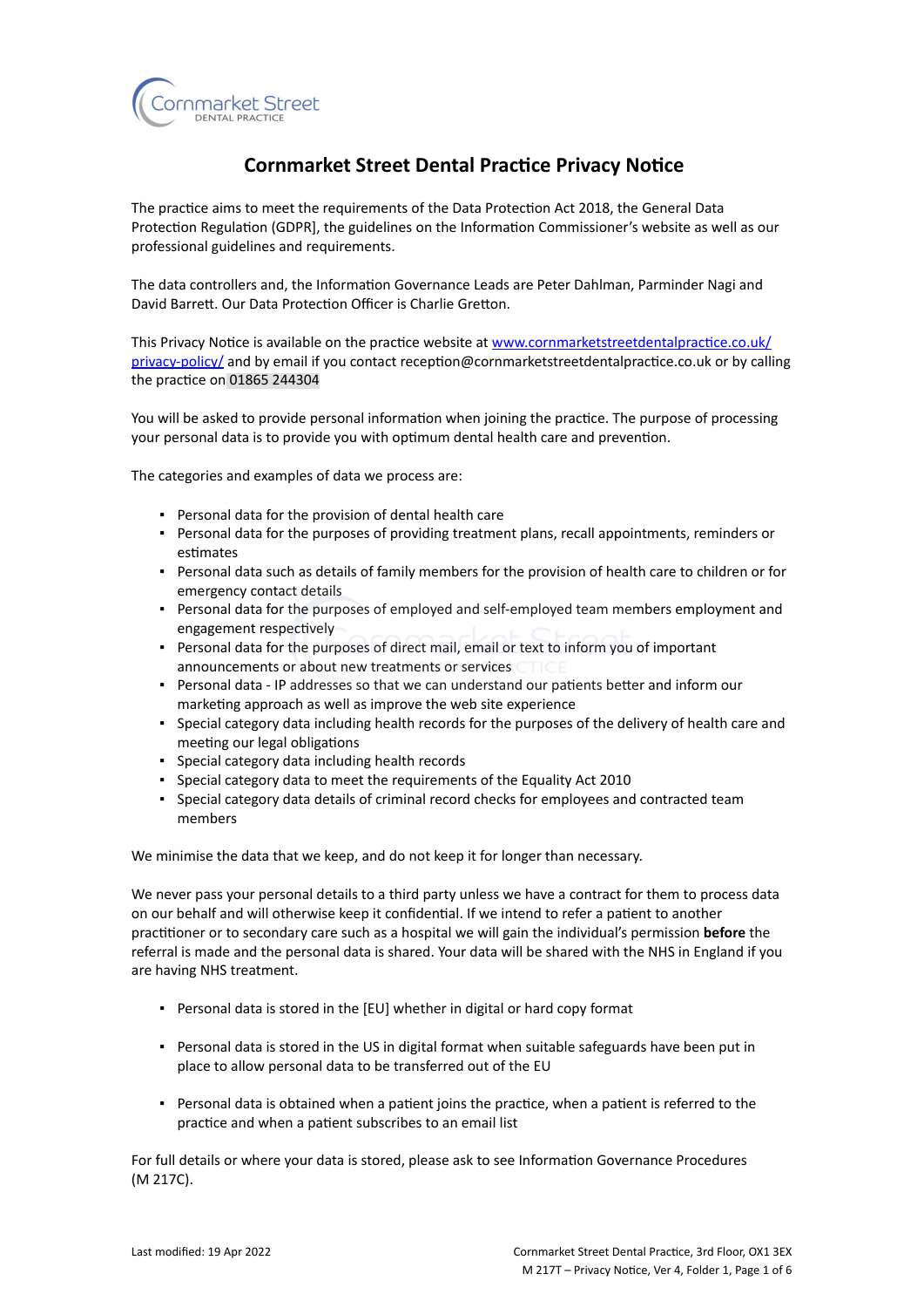# Cornmarket Street Dental Practice Privacy Notice

The practice aims to meet the requirements of the Data Protection Act 2018, the General Data Protection Regulation (GDPR], the guidelines on the Information Commissioner's website as well as our professional guidelines and requirements.

The data controllers and, the Information Governance Leads are Peter Dahlman, Parminder Nagi and David Barrett. Our Data Protection Officer is Charlie Gretton.

This Privacy Notice is available on the practice website at [www.cornmarketstreetdentalpractice.co.uk/privacy-policy/](www.cornmarketstreetdentalpractice.co.uk/privacy-policy/) and by email if you contact reception@cornmarketstreetdentalpractice.co.uk or by calling the practice on 01865 244304

You will be asked to provide personal information when joining the practice. The purpose of processing your personal data is to provide you with optimum dental health care and prevention.

The categories and examples of data we process are:

- Personal data for the provision of dental health care
- Personal data for the purposes of providing treatment plans, recall appointments, reminders or estimates
- Personal data such as details of family members for the provision of health care to children or for emergency contact details
- Personal data for the purposes of employed and self-employed team members employment and engagement respectively
- Personal data for the purposes of direct mail, email or text to inform you of important announcements or about new treatments or services
- Personal data - IP addresses so that we can understand our patients better and inform our marketing approach as well as improve the web site experience
- Special category data including health records for the purposes of the delivery of health care and meeting our legal obligations
- Special category data including health records
- Special category data to meet the requirements of the Equality Act 2010
- Special category data details of criminal record checks for employees and contracted team members

We minimise the data that we keep, and do not keep it for longer than necessary.

We never pass your personal details to a third party unless we have a contract for them to process data on our behalf and will otherwise keep it confidential. If we intend to refer a patient to another practitioner or to secondary care such as a hospital we will gain the individual's permission **before** the referral is made and the personal data is shared. Your data will be shared with the NHS in England if you are having NHS treatment.

- Personal data is stored in the [EU] whether in digital or hard copy format
- Personal data is stored in the US in digital format when suitable safeguards have been put in place to allow personal data to be transferred out of the EU
- Personal data is obtained when a patient joins the practice, when a patient is referred to the practice and when a patient subscribes to an email list

For full details or where your data is stored, please ask to see Information Governance Procedures (M 217C).

Last modified: 19 Apr 2022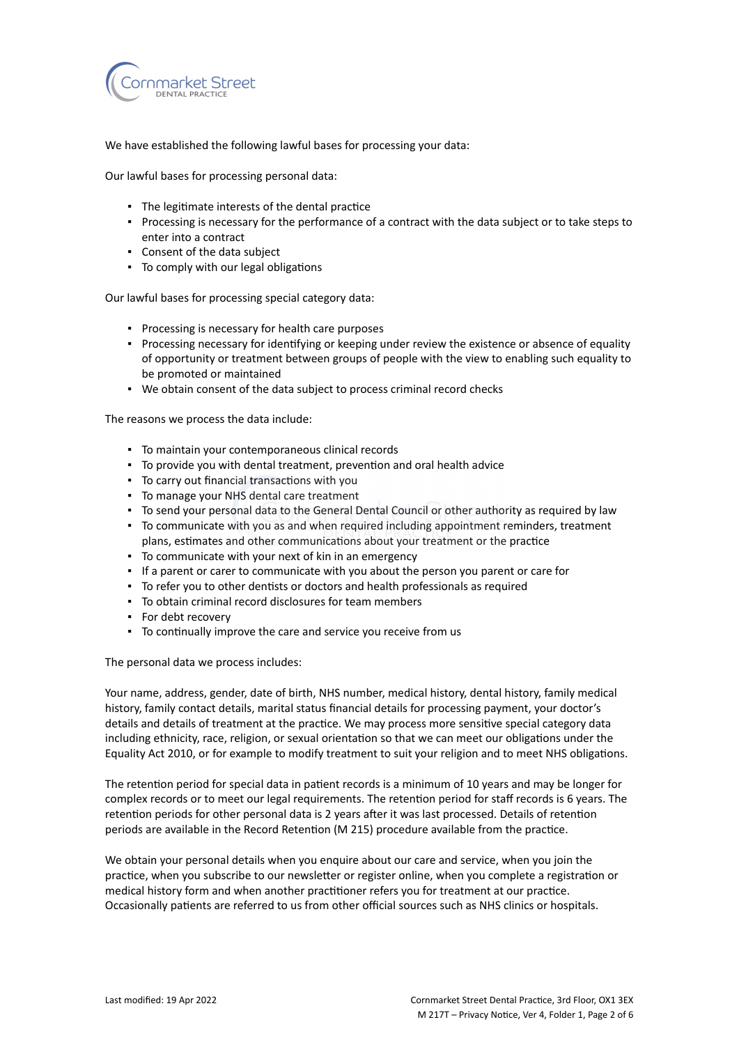We have established the following lawful bases for processing your data:

Our lawful bases for processing personal data:

- The legitimate interests of the dental practice
- Processing is necessary for the performance of a contract with the data subject or to take steps to enter into a contract
- Consent of the data subject
- To comply with our legal obligations

Our lawful bases for processing special category data:

- Processing is necessary for health care purposes
- Processing necessary for identifying or keeping under review the existence or absence of equality of opportunity or treatment between groups of people with the view to enabling such equality to be promoted or maintained
- We obtain consent of the data subject to process criminal record checks

The reasons we process the data include:

- To maintain your contemporaneous clinical records
- To provide you with dental treatment, prevention and oral health advice
- To carry out financial transactions with you
- To manage your NHS dental care treatment
- To send your personal data to the General Dental Council or other authority as required by law
- To communicate with you as and when required including appointment reminders, treatment plans, estimates and other communications about your treatment or the practice
- To communicate with your next of kin in an emergency
- If a parent or carer to communicate with you about the person you parent or care for
- To refer you to other dentists or doctors and health professionals as required
- To obtain criminal record disclosures for team members
- For debt recovery
- To continually improve the care and service you receive from us

The personal data we process includes:

Your name, address, gender, date of birth, NHS number, medical history, dental history, family medical history, family contact details, marital status financial details for processing payment, your doctor's details and details of treatment at the practice. We may process more sensitive special category data including ethnicity, race, religion, or sexual orientation so that we can meet our obligations under the Equality Act 2010, or for example to modify treatment to suit your religion and to meet NHS obligations.

The retention period for special data in patient records is a minimum of 10 years and may be longer for complex records or to meet our legal requirements. The retention period for staff records is 6 years. The retention periods for other personal data is 2 years after it was last processed. Details of retention periods are available in the Record Retention (M 215) procedure available from the practice.

We obtain your personal details when you enquire about our care and service, when you join the practice, when you subscribe to our newsletter or register online, when you complete a registration or medical history form and when another practitioner refers you for treatment at our practice. Occasionally patients are referred to us from other official sources such as NHS clinics or hospitals.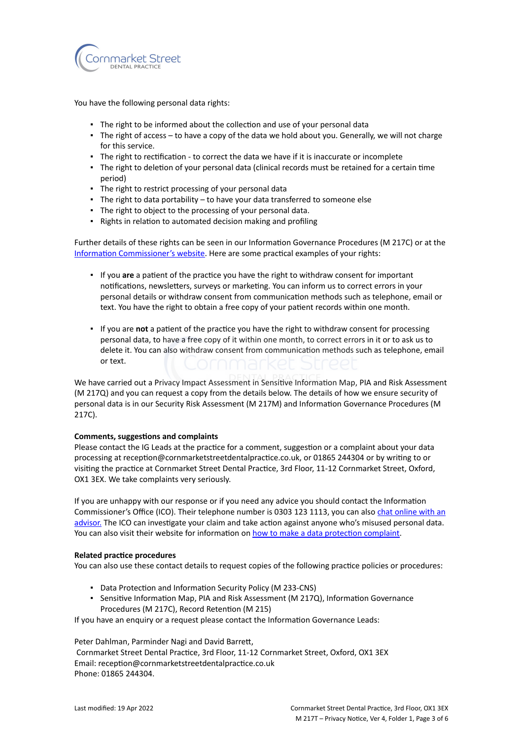You have the following personal data rights:

- The right to be informed about the collection and use of your personal data
- The right of access – to have a copy of the data we hold about you. Generally, we will not charge for this service.
- The right to rectification - to correct the data we have if it is inaccurate or incomplete
- The right to deletion of your personal data (clinical records must be retained for a certain time period)
- The right to restrict processing of your personal data
- The right to data portability – to have your data transferred to someone else
- The right to object to the processing of your personal data.
- Rights in relation to automated decision making and profiling

Further details of these rights can be seen in our Information Governance Procedures (M 217C) or at the Information Commissioner's website. Here are some practical examples of your rights:

- If you **are** a patient of the practice you have the right to withdraw consent for important notifications, newsletters, surveys or marketing. You can inform us to correct errors in your personal details or withdraw consent from communication methods such as telephone, email or text. You have the right to obtain a free copy of your patient records within one month.

- If you are **not** a patient of the practice you have the right to withdraw consent for processing personal data, to have a free copy of it within one month, to correct errors in it or to ask us to delete it. You can also withdraw consent from communication methods such as telephone, email or text.

We have carried out a Privacy Impact Assessment in Sensitive Information Map, PIA and Risk Assessment (M 217Q) and you can request a copy from the details below. The details of how we ensure security of personal data is in our Security Risk Assessment (M 217M) and Information Governance Procedures (M 217C).

**Comments, suggestions and complaints**

Please contact the IG Leads at the practice for a comment, suggestion or a complaint about your data processing at reception@cornmarketstreetdentalpractice.co.uk, or 01865 244304 or by writing to or visiting the practice at Cornmarket Street Dental Practice, 3rd Floor, 11-12 Cornmarket Street, Oxford, OX1 3EX. We take complaints very seriously.

If you are unhappy with our response or if you need any advice you should contact the Information Commissioner's Office (ICO). Their telephone number is 0303 123 1113, you can also chat online with an advisor. The ICO can investigate your claim and take action against anyone who's misused personal data. You can also visit their website for information on how to make a data protection complaint.

**Related practice procedures**

You can also use these contact details to request copies of the following practice policies or procedures:

- Data Protection and Information Security Policy (M 233-CNS)
- Sensitive Information Map, PIA and Risk Assessment (M 217Q), Information Governance Procedures (M 217C), Record Retention (M 215)

If you have an enquiry or a request please contact the Information Governance Leads:

Peter Dahlman, Parminder Nagi and David Barrett,
Cornmarket Street Dental Practice, 3rd Floor, 11-12 Cornmarket Street, Oxford, OX1 3EX
Email: reception@cornmarketstreetdentalpractice.co.uk
Phone: 01865 244304.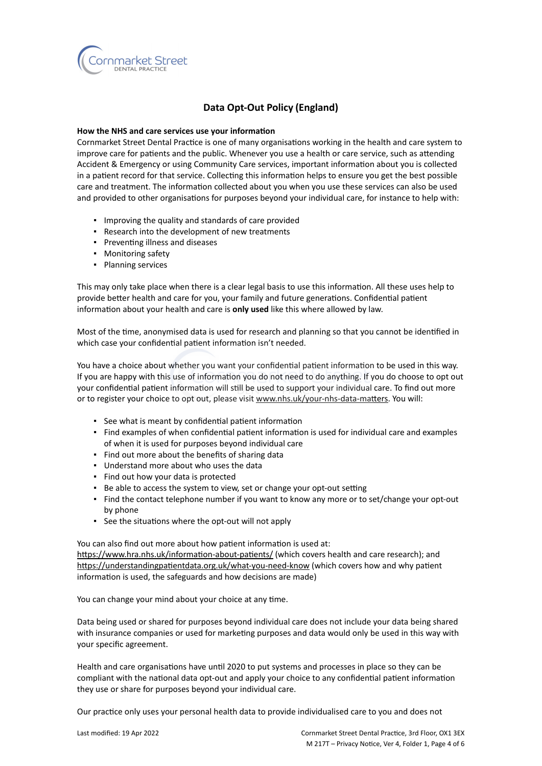# Data Opt-Out Policy (England)

**How the NHS and care services use your information**

Cornmarket Street Dental Practice is one of many organisations working in the health and care system to improve care for patients and the public. Whenever you use a health or care service, such as attending Accident & Emergency or using Community Care services, important information about you is collected in a patient record for that service. Collecting this information helps to ensure you get the best possible care and treatment. The information collected about you when you use these services can also be used and provided to other organisations for purposes beyond your individual care, for instance to help with:

- Improving the quality and standards of care provided
- Research into the development of new treatments
- Preventing illness and diseases
- Monitoring safety
- Planning services

This may only take place when there is a clear legal basis to use this information. All these uses help to provide better health and care for you, your family and future generations. Confidential patient information about your health and care is **only used** like this where allowed by law.

Most of the time, anonymised data is used for research and planning so that you cannot be identified in which case your confidential patient information isn't needed.

You have a choice about whether you want your confidential patient information to be used in this way. If you are happy with this use of information you do not need to do anything. If you do choose to opt out your confidential patient information will still be used to support your individual care. To find out more or to register your choice to opt out, please visit www.nhs.uk/your-nhs-data-matters. You will:

- See what is meant by confidential patient information
- Find examples of when confidential patient information is used for individual care and examples of when it is used for purposes beyond individual care
- Find out more about the benefits of sharing data
- Understand more about who uses the data
- Find out how your data is protected
- Be able to access the system to view, set or change your opt-out setting
- Find the contact telephone number if you want to know any more or to set/change your opt-out by phone
- See the situations where the opt-out will not apply

You can also find out more about how patient information is used at:
https://www.hra.nhs.uk/information-about-patients/ (which covers health and care research); and https://understandingpatientdata.org.uk/what-you-need-know (which covers how and why patient information is used, the safeguards and how decisions are made)

You can change your mind about your choice at any time.

Data being used or shared for purposes beyond individual care does not include your data being shared with insurance companies or used for marketing purposes and data would only be used in this way with your specific agreement.

Health and care organisations have until 2020 to put systems and processes in place so they can be compliant with the national data opt-out and apply your choice to any confidential patient information they use or share for purposes beyond your individual care.

Our practice only uses your personal health data to provide individualised care to you and does not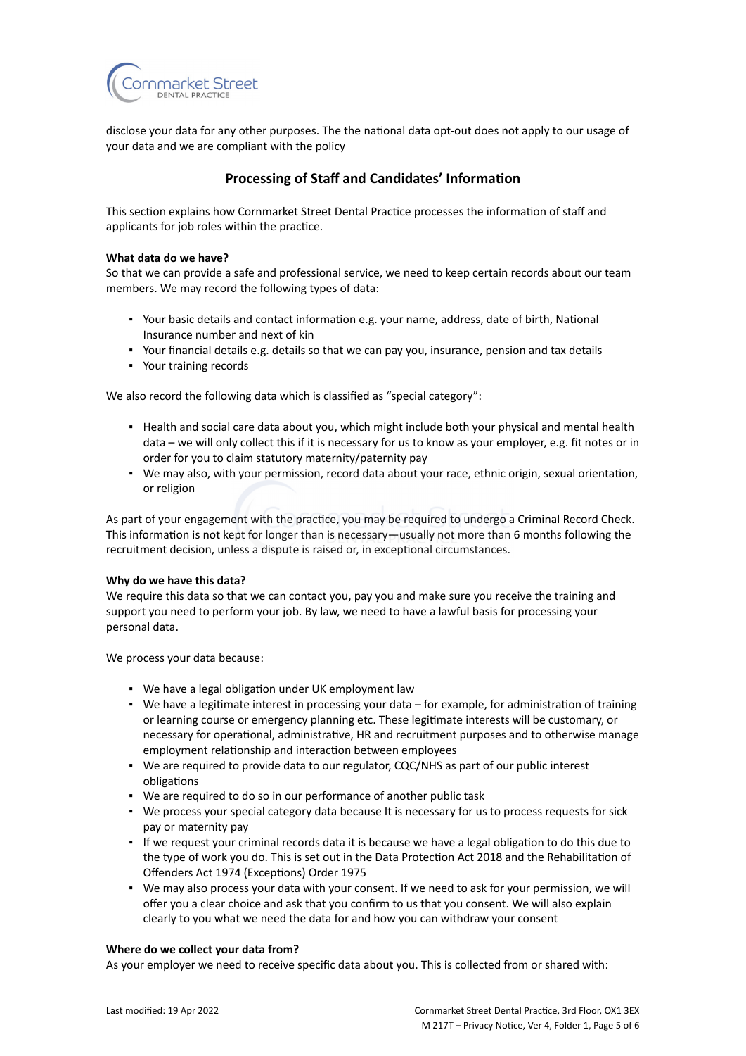disclose your data for any other purposes. The the national data opt-out does not apply to our usage of your data and we are compliant with the policy

## Processing of Staff and Candidates' Information

This section explains how Cornmarket Street Dental Practice processes the information of staff and applicants for job roles within the practice.

**What data do we have?**
So that we can provide a safe and professional service, we need to keep certain records about our team members. We may record the following types of data:

- Your basic details and contact information e.g. your name, address, date of birth, National Insurance number and next of kin
- Your financial details e.g. details so that we can pay you, insurance, pension and tax details
- Your training records

We also record the following data which is classified as "special category":

- Health and social care data about you, which might include both your physical and mental health data – we will only collect this if it is necessary for us to know as your employer, e.g. fit notes or in order for you to claim statutory maternity/paternity pay
- We may also, with your permission, record data about your race, ethnic origin, sexual orientation, or religion

As part of your engagement with the practice, you may be required to undergo a Criminal Record Check. This information is not kept for longer than is necessary—usually not more than 6 months following the recruitment decision, unless a dispute is raised or, in exceptional circumstances.

**Why do we have this data?**
We require this data so that we can contact you, pay you and make sure you receive the training and support you need to perform your job. By law, we need to have a lawful basis for processing your personal data.

We process your data because:

- We have a legal obligation under UK employment law
- We have a legitimate interest in processing your data – for example, for administration of training or learning course or emergency planning etc. These legitimate interests will be customary, or necessary for operational, administrative, HR and recruitment purposes and to otherwise manage employment relationship and interaction between employees
- We are required to provide data to our regulator, CQC/NHS as part of our public interest obligations
- We are required to do so in our performance of another public task
- We process your special category data because It is necessary for us to process requests for sick pay or maternity pay
- If we request your criminal records data it is because we have a legal obligation to do this due to the type of work you do. This is set out in the Data Protection Act 2018 and the Rehabilitation of Offenders Act 1974 (Exceptions) Order 1975
- We may also process your data with your consent. If we need to ask for your permission, we will offer you a clear choice and ask that you confirm to us that you consent. We will also explain clearly to you what we need the data for and how you can withdraw your consent

**Where do we collect your data from?**
As your employer we need to receive specific data about you. This is collected from or shared with: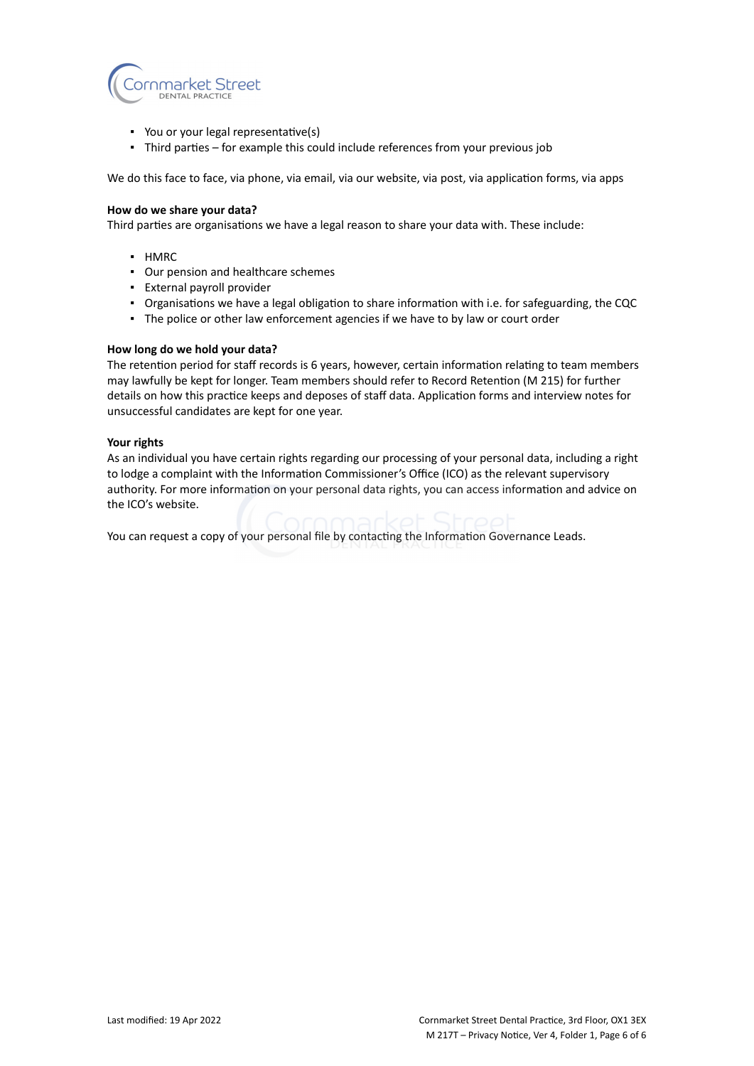- You or your legal representative(s)
- Third parties – for example this could include references from your previous job

We do this face to face, via phone, via email, via our website, via post, via application forms, via apps

**How do we share your data?**
Third parties are organisations we have a legal reason to share your data with. These include:

- HMRC
- Our pension and healthcare schemes
- External payroll provider
- Organisations we have a legal obligation to share information with i.e. for safeguarding, the CQC
- The police or other law enforcement agencies if we have to by law or court order

**How long do we hold your data?**
The retention period for staff records is 6 years, however, certain information relating to team members may lawfully be kept for longer. Team members should refer to Record Retention (M 215) for further details on how this practice keeps and deposes of staff data. Application forms and interview notes for unsuccessful candidates are kept for one year.

**Your rights**
As an individual you have certain rights regarding our processing of your personal data, including a right to lodge a complaint with the Information Commissioner's Office (ICO) as the relevant supervisory authority. For more information on your personal data rights, you can access information and advice on the ICO's website.

You can request a copy of your personal file by contacting the Information Governance Leads.